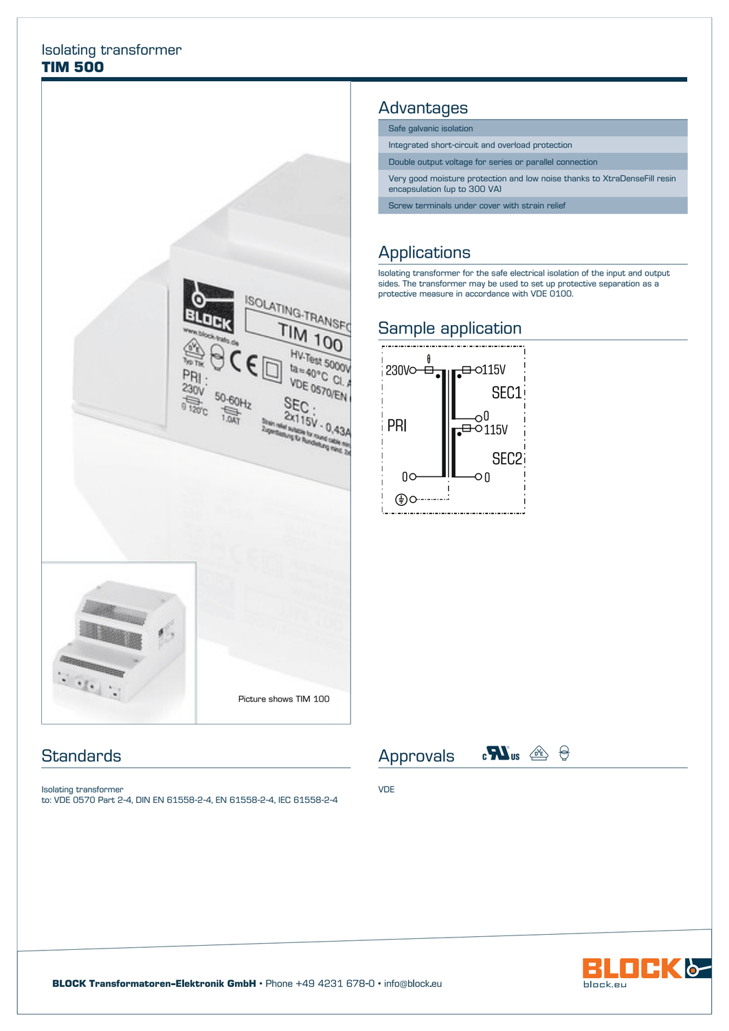Isolating transformer

# TIM 500

## Advantages

| |
|---|
| Safe galvanic isolation |
| Integrated short-circuit and overload protection |
| Double output voltage for series or parallel connection |
| Very good moisture protection and low noise thanks to XtraDenseFill resin encapsulation (up to 300 VA) |
| Screw terminals under cover with strain relief |

## Applications

Isolating transformer for the safe electrical isolation of the input and output sides. The transformer may be used to set up protective separation as a protective measure in accordance with VDE 0100.

## Sample application

Picture shows TIM 100

## Standards

Isolating transformer
to: VDE 0570 Part 2-4, DIN EN 61558-2-4, EN 61558-2-4, IEC 61558-2-4

## Approvals

VDE

**BLOCK Transformatoren-Elektronik GmbH** • Phone +49 4231 678-0 • info@block.eu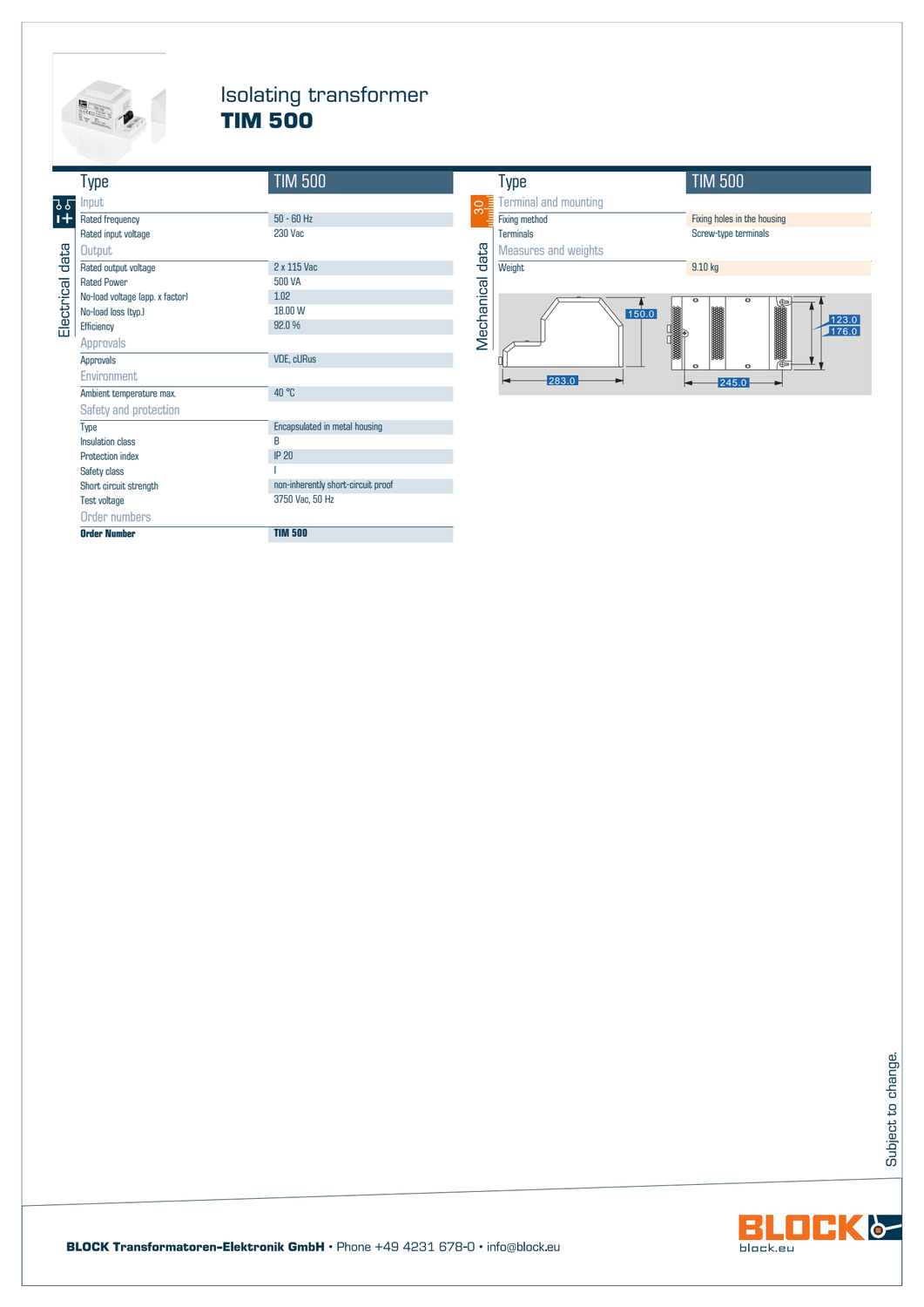# Isolating transformer
# **TIM 500**

## Electrical data

| Type | TIM 500 |
| --- | --- |
| **Input** | |
| Rated frequency | 50 - 60 Hz |
| Rated input voltage | 230 Vac |
| **Output** | |
| Rated output voltage | 2 x 115 Vac |
| Rated Power | 500 VA |
| No-load voltage (app. x factor) | 1.02 |
| No-load loss (typ.) | 18.00 W |
| Efficiency | 92.0 % |
| **Approvals** | |
| Approvals | VDE, cURus |
| **Environment** | |
| Ambient temperature max. | 40 °C |
| **Safety and protection** | |
| Type | Encapsulated in metal housing |
| Insulation class | B |
| Protection index | IP 20 |
| Safety class | I |
| Short circuit strength | non-inherently short-circuit proof |
| Test voltage | 3750 Vac, 50 Hz |
| **Order numbers** | |
| **Order Number** | **TIM 500** |

## Mechanical data

| Type | TIM 500 |
| --- | --- |
| **Terminal and mounting** | |
| Fixing method | Fixing holes in the housing |
| Terminals | Screw-type terminals |
| **Measures and weights** | |
| Weight | 9.10 kg |

150.0
283.0
245.0
123.0
176.0

Subject to change.

BLOCK Transformatoren-Elektronik GmbH • Phone +49 4231 678-0 • info@block.eu

BLOCK
block.eu